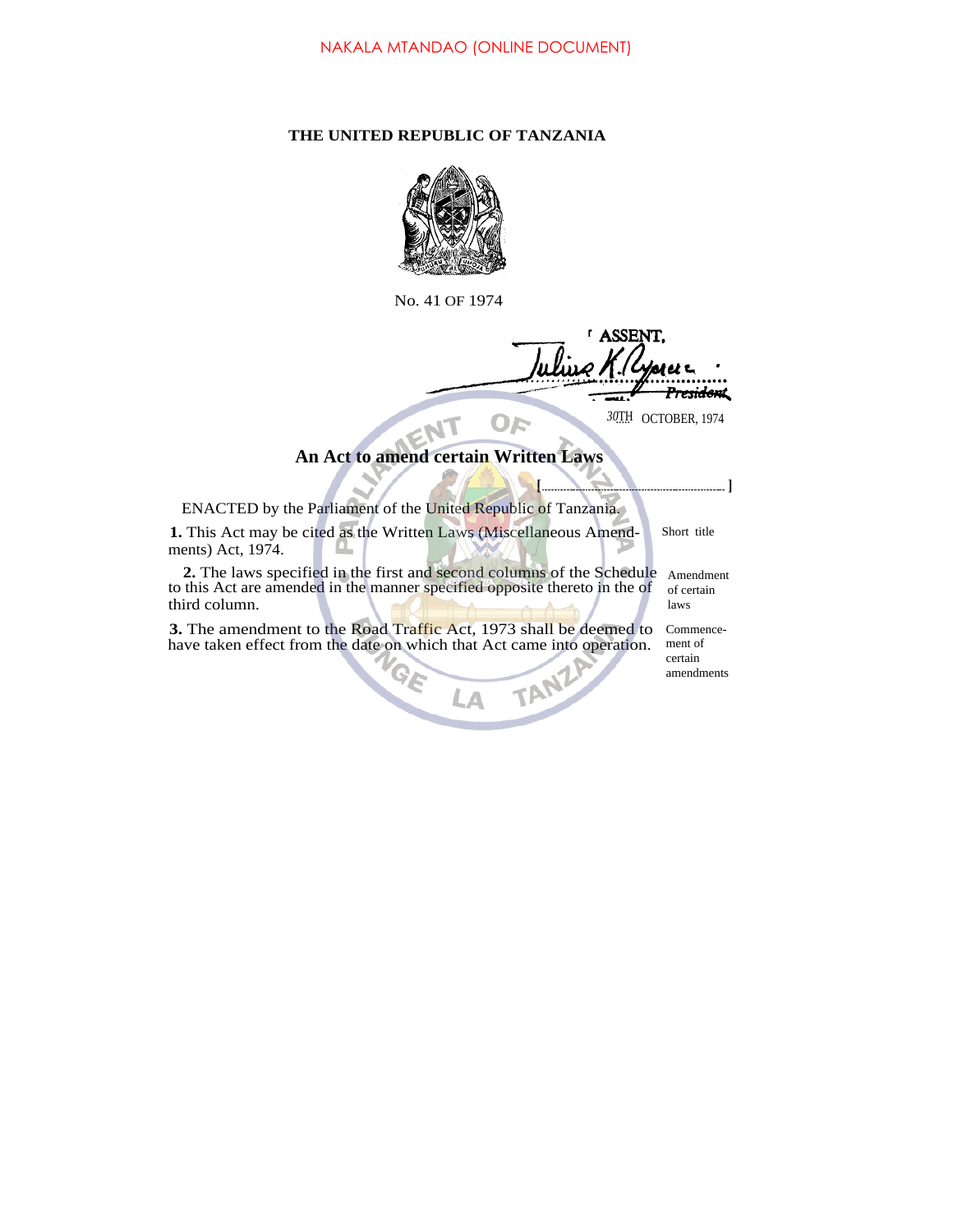NAKALA MTANDAO (ONLINE DOCUMENT)

**THE UNITED REPUBLIC OF TANZANIA**

No. 41 OF 1974

ASSENT,

Julius K. Nyerere
*President*

30TH OCTOBER, 1974

## An Act to amend certain Written Laws

[.................................................]

ENACTED by the Parliament of the United Republic of Tanzania.

**1.** This Act may be cited as the Written Laws (Miscellaneous Amendments) Act, 1974.

Short title

**2.** The laws specified in the first and second columns of the Schedule to this Act are amended in the manner specified opposite thereto in the of third column.

Amendment of certain laws

**3.** The amendment to the Road Traffic Act, 1973 shall be deemed to have taken effect from the date on which that Act came into operation.

Commencement of certain amendments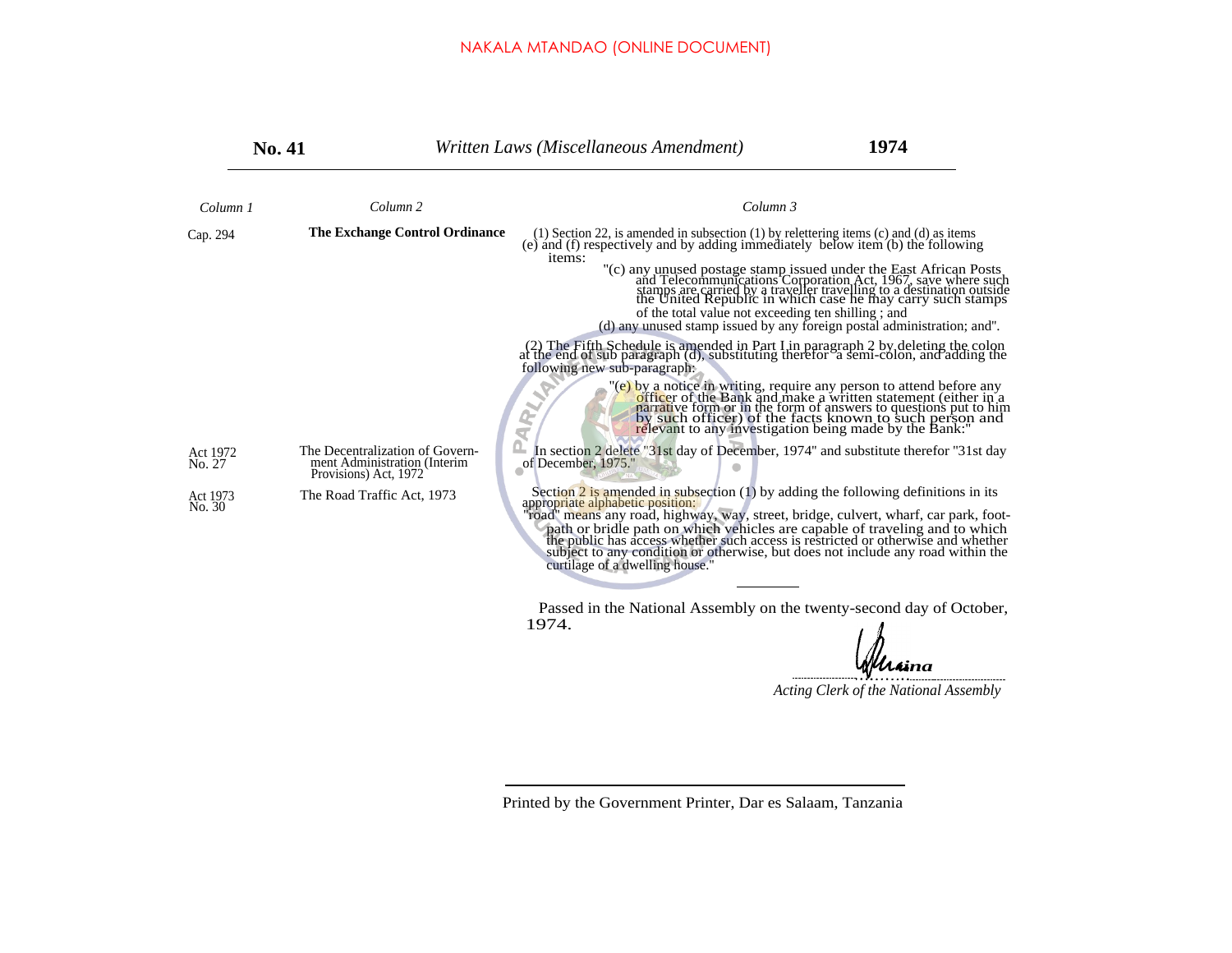NAKALA MTANDAO (ONLINE DOCUMENT)

| Column 1 | Column 2 | Column 3 |
|---|---|---|
| Cap. 294 | **The Exchange Control Ordinance** | (1) Section 22, is amended in subsection (1) by relettering items (c) and (d) as items (e) and (f) respectively and by adding immediately below item (b) the following items: "(c) any unused postage stamp issued under the East African Posts and Telecommunications Corporation Act, 1967, save where such stamps are carried by a traveller travelling to a destination outside the United Republic in which case he may carry such stamps of the total value not exceeding ten shilling ; and (d) any unused stamp issued by any foreign postal administration; and". (2) The Fifth Schedule is amended in Part I in paragraph 2 by deleting the colon at the end of sub paragraph (d), substituting therefor a semi-colon, and adding the following new sub-paragraph: "(e) by a notice in writing, require any person to attend before any officer of the Bank and make a written statement (either in a narrative form or in the form of answers to questions put to him by such officer) of the facts known to such person and relevant to any investigation being made by the Bank:" |
| Act 1972 No. 27 | The Decentralization of Government Administration (Interim Provisions) Act, 1972 | In section 2 delete "31st day of December, 1974" and substitute therefor "31st day of December, 1975." |
| Act 1973 No. 30 | The Road Traffic Act, 1973 | Section 2 is amended in subsection (1) by adding the following definitions in its appropriate alphabetic position: "road" means any road, highway, way, street, bridge, culvert, wharf, car park, foot-path or bridle path on which vehicles are capable of traveling and to which the public has access whether such access is restricted or otherwise and whether subject to any condition or otherwise, but does not include any road within the curtilage of a dwelling house." |

Passed in the National Assembly on the twenty-second day of October, 1974.

Mwaina

*Acting Clerk of the National Assembly*

Printed by the Government Printer, Dar es Salaam, Tanzania